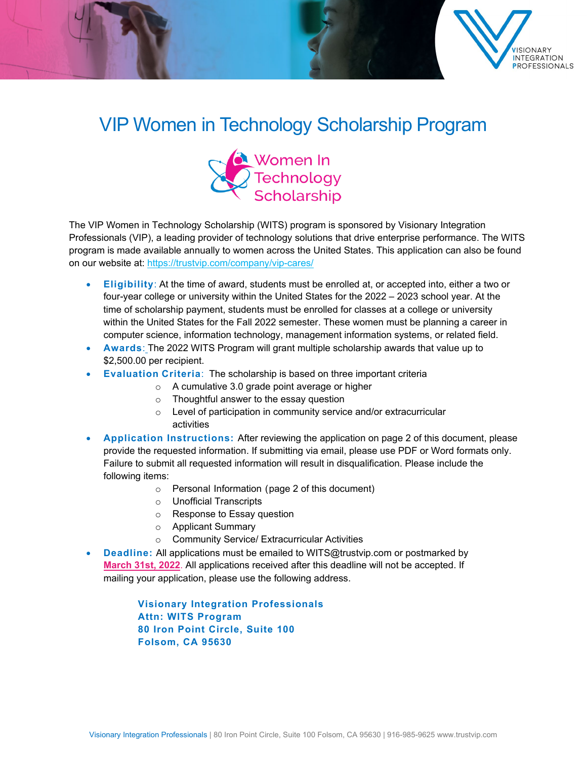# VIP Women in Technology Scholarship Program

The VIP Women in Technology Scholarship (WITS) program is sponsored by Visionary Integration Professionals (VIP), a leading provider of technology solutions that drive enterprise performance. The WITS program is made available annually to women across the United States. This application can also be found on our website at: https://trustvip.com/company/vip-cares/

- **Eligibility**: At the time of award, students must be enrolled at, or accepted into, either a two or four-year college or university within the United States for the 2022 – 2023 school year. At the time of scholarship payment, students must be enrolled for classes at a college or university within the United States for the Fall 2022 semester. These women must be planning a career in computer science, information technology, management information systems, or related field.
- **Awards**: The 2022 WITS Program will grant multiple scholarship awards that value up to $2,500.00 per recipient.
- **Evaluation Criteria**: The scholarship is based on three important criteria
  - A cumulative 3.0 grade point average or higher
  - Thoughtful answer to the essay question
  - Level of participation in community service and/or extracurricular activities
- **Application Instructions:** After reviewing the application on page 2 of this document, please provide the requested information. If submitting via email, please use PDF or Word formats only. Failure to submit all requested information will result in disqualification. Please include the following items:
  - Personal Information (page 2 of this document)
  - Unofficial Transcripts
  - Response to Essay question
  - Applicant Summary
  - Community Service/ Extracurricular Activities
- **Deadline:** All applications must be emailed to WITS@trustvip.com or postmarked by **March 31st, 2022**. All applications received after this deadline will not be accepted. If mailing your application, please use the following address.

  **Visionary Integration Professionals**
  **Attn: WITS Program**
  **80 Iron Point Circle, Suite 100**
  **Folsom, CA 95630**

Visionary Integration Professionals | 80 Iron Point Circle, Suite 100 Folsom, CA 95630 | 916-985-9625 www.trustvip.com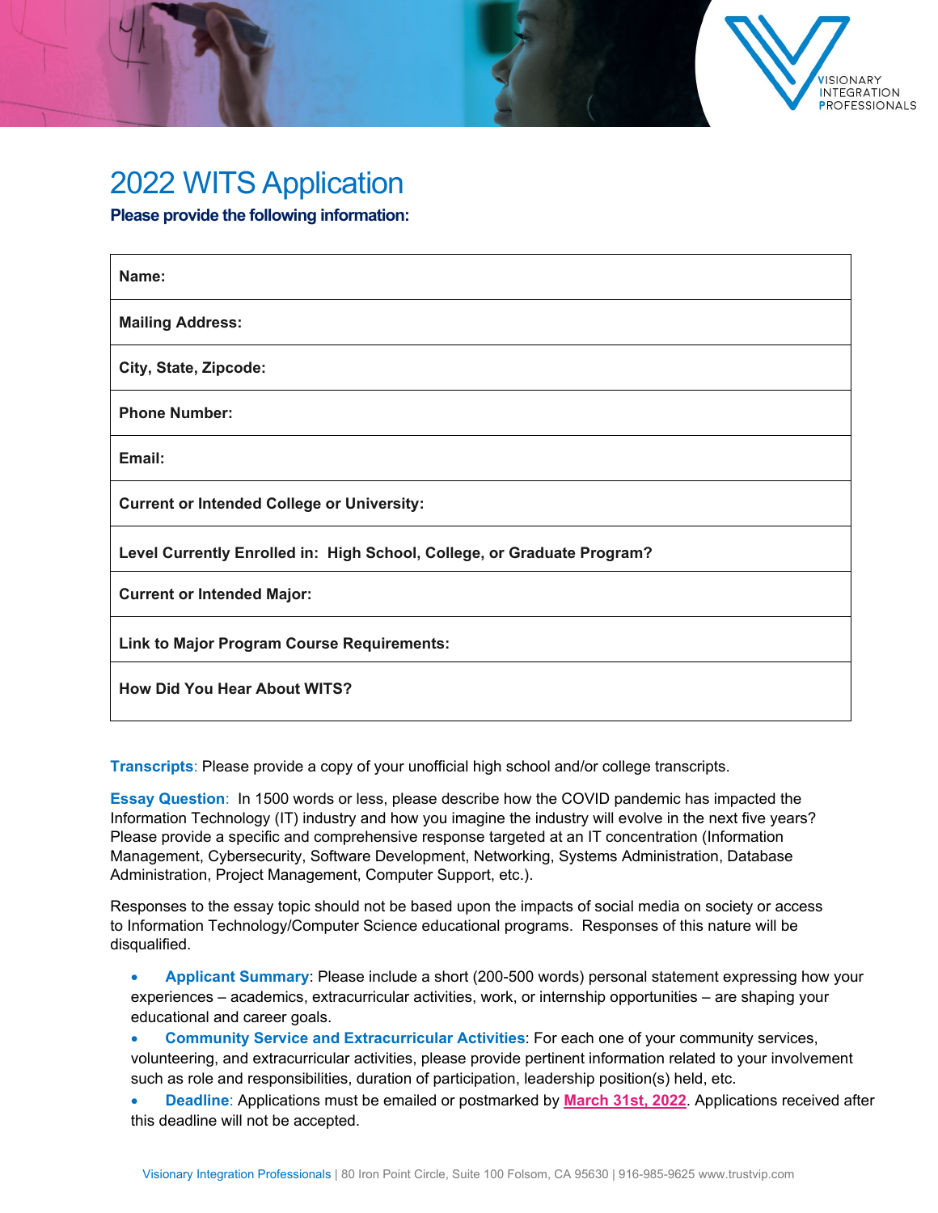# 2022 WITS Application

**Please provide the following information:**

| **Name:** |
|---|
| **Mailing Address:** |
| **City, State, Zipcode:** |
| **Phone Number:** |
| **Email:** |
| **Current or Intended College or University:** |
| **Level Currently Enrolled in: High School, College, or Graduate Program?** |
| **Current or Intended Major:** |
| **Link to Major Program Course Requirements:** |
| **How Did You Hear About WITS?** |

**Transcripts**: Please provide a copy of your unofficial high school and/or college transcripts.

**Essay Question**: In 1500 words or less, please describe how the COVID pandemic has impacted the Information Technology (IT) industry and how you imagine the industry will evolve in the next five years? Please provide a specific and comprehensive response targeted at an IT concentration (Information Management, Cybersecurity, Software Development, Networking, Systems Administration, Database Administration, Project Management, Computer Support, etc.).

Responses to the essay topic should not be based upon the impacts of social media on society or access to Information Technology/Computer Science educational programs. Responses of this nature will be disqualified.

- **Applicant Summary**: Please include a short (200-500 words) personal statement expressing how your experiences – academics, extracurricular activities, work, or internship opportunities – are shaping your educational and career goals.
- **Community Service and Extracurricular Activities**: For each one of your community services, volunteering, and extracurricular activities, please provide pertinent information related to your involvement such as role and responsibilities, duration of participation, leadership position(s) held, etc.
- **Deadline**: Applications must be emailed or postmarked by **March 31st, 2022**. Applications received after this deadline will not be accepted.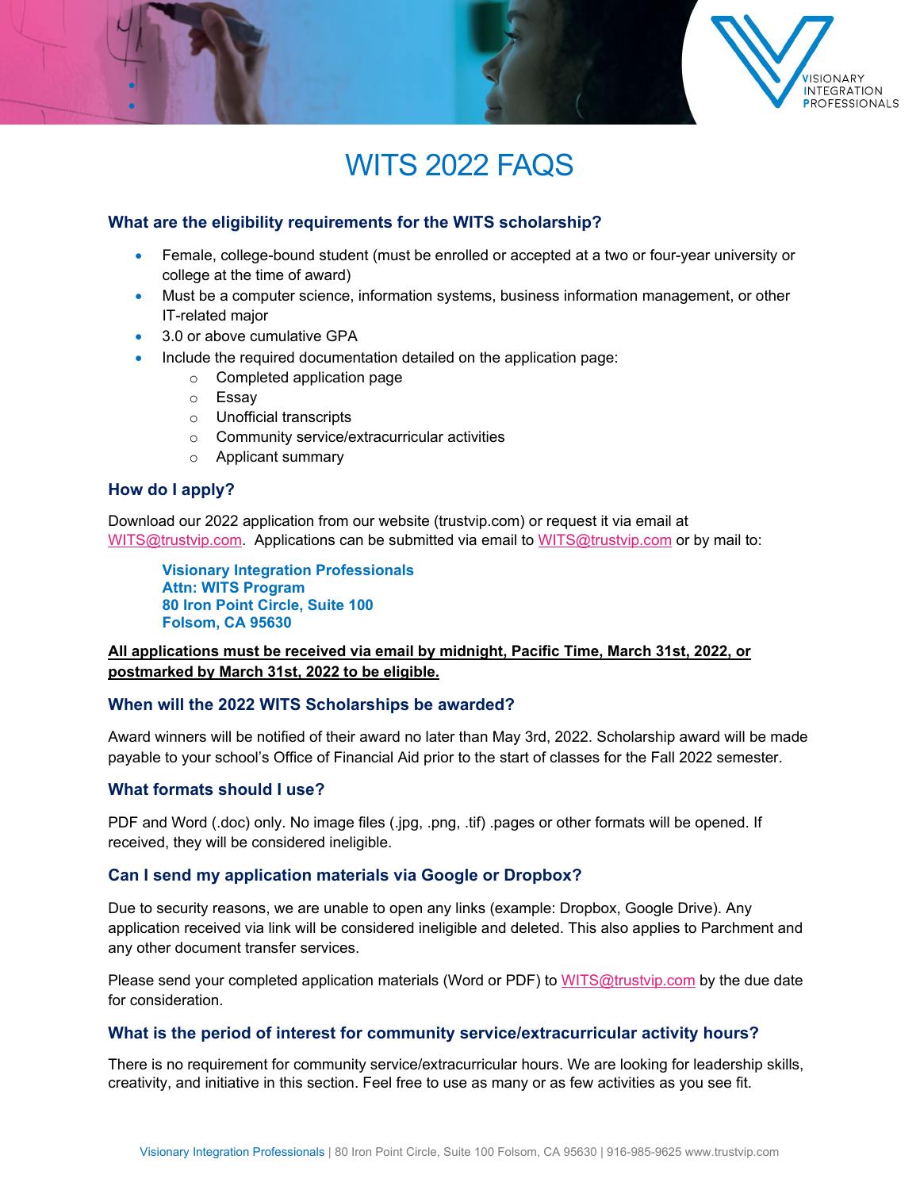# WITS 2022 FAQS

### What are the eligibility requirements for the WITS scholarship?

- Female, college-bound student (must be enrolled or accepted at a two or four-year university or college at the time of award)
- Must be a computer science, information systems, business information management, or other IT-related major
- 3.0 or above cumulative GPA
- Include the required documentation detailed on the application page:
  - Completed application page
  - Essay
  - Unofficial transcripts
  - Community service/extracurricular activities
  - Applicant summary

### How do I apply?

Download our 2022 application from our website (trustvip.com) or request it via email at WITS@trustvip.com. Applications can be submitted via email to WITS@trustvip.com or by mail to:

> **Visionary Integration Professionals**
> **Attn: WITS Program**
> **80 Iron Point Circle, Suite 100**
> **Folsom, CA 95630**

**All applications must be received via email by midnight, Pacific Time, March 31st, 2022, or postmarked by March 31st, 2022 to be eligible.**

### When will the 2022 WITS Scholarships be awarded?

Award winners will be notified of their award no later than May 3rd, 2022. Scholarship award will be made payable to your school's Office of Financial Aid prior to the start of classes for the Fall 2022 semester.

### What formats should I use?

PDF and Word (.doc) only. No image files (.jpg, .png, .tif) .pages or other formats will be opened. If received, they will be considered ineligible.

### Can I send my application materials via Google or Dropbox?

Due to security reasons, we are unable to open any links (example: Dropbox, Google Drive). Any application received via link will be considered ineligible and deleted. This also applies to Parchment and any other document transfer services.

Please send your completed application materials (Word or PDF) to WITS@trustvip.com by the due date for consideration.

### What is the period of interest for community service/extracurricular activity hours?

There is no requirement for community service/extracurricular hours. We are looking for leadership skills, creativity, and initiative in this section. Feel free to use as many or as few activities as you see fit.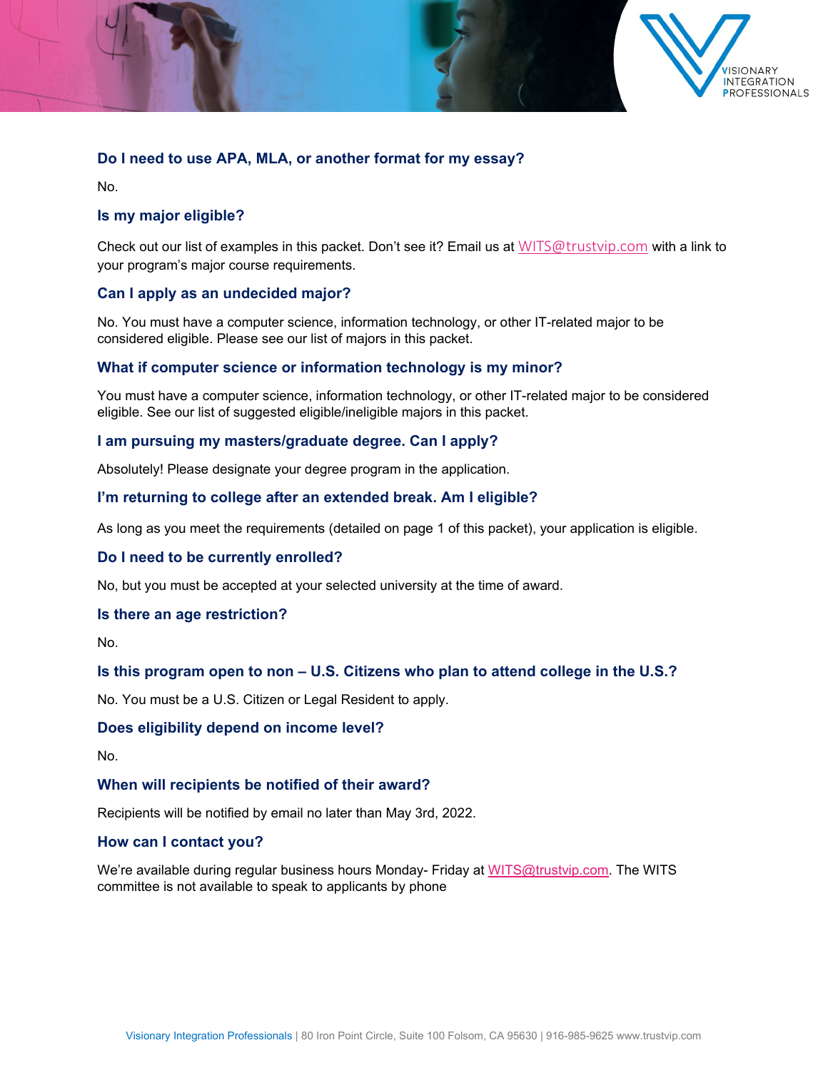### Do I need to use APA, MLA, or another format for my essay?

No.

### Is my major eligible?

Check out our list of examples in this packet. Don't see it? Email us at WITS@trustvip.com with a link to your program's major course requirements.

### Can I apply as an undecided major?

No. You must have a computer science, information technology, or other IT-related major to be considered eligible. Please see our list of majors in this packet.

### What if computer science or information technology is my minor?

You must have a computer science, information technology, or other IT-related major to be considered eligible. See our list of suggested eligible/ineligible majors in this packet.

### I am pursuing my masters/graduate degree. Can I apply?

Absolutely! Please designate your degree program in the application.

### I'm returning to college after an extended break. Am I eligible?

As long as you meet the requirements (detailed on page 1 of this packet), your application is eligible.

### Do I need to be currently enrolled?

No, but you must be accepted at your selected university at the time of award.

### Is there an age restriction?

No.

### Is this program open to non – U.S. Citizens who plan to attend college in the U.S.?

No. You must be a U.S. Citizen or Legal Resident to apply.

### Does eligibility depend on income level?

No.

### When will recipients be notified of their award?

Recipients will be notified by email no later than May 3rd, 2022.

### How can I contact you?

We're available during regular business hours Monday- Friday at WITS@trustvip.com. The WITS committee is not available to speak to applicants by phone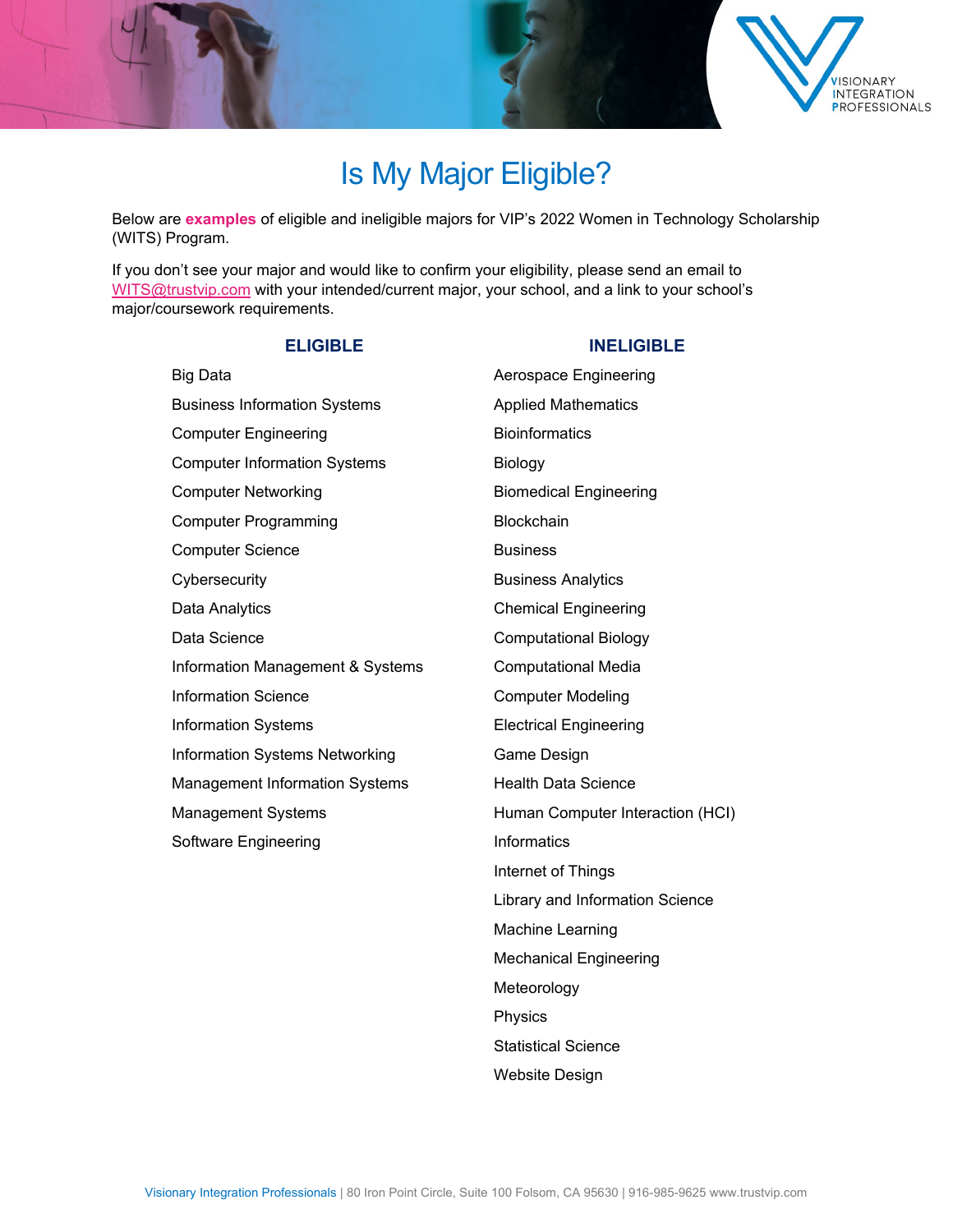# Is My Major Eligible?

Below are **examples** of eligible and ineligible majors for VIP's 2022 Women in Technology Scholarship (WITS) Program.

If you don't see your major and would like to confirm your eligibility, please send an email to WITS@trustvip.com with your intended/current major, your school, and a link to your school's major/coursework requirements.

| ELIGIBLE | INELIGIBLE |
| --- | --- |
| Big Data | Aerospace Engineering |
| Business Information Systems | Applied Mathematics |
| Computer Engineering | Bioinformatics |
| Computer Information Systems | Biology |
| Computer Networking | Biomedical Engineering |
| Computer Programming | Blockchain |
| Computer Science | Business |
| Cybersecurity | Business Analytics |
| Data Analytics | Chemical Engineering |
| Data Science | Computational Biology |
| Information Management & Systems | Computational Media |
| Information Science | Computer Modeling |
| Information Systems | Electrical Engineering |
| Information Systems Networking | Game Design |
| Management Information Systems | Health Data Science |
| Management Systems | Human Computer Interaction (HCI) |
| Software Engineering | Informatics |
| | Internet of Things |
| | Library and Information Science |
| | Machine Learning |
| | Mechanical Engineering |
| | Meteorology |
| | Physics |
| | Statistical Science |
| | Website Design |

Visionary Integration Professionals | 80 Iron Point Circle, Suite 100 Folsom, CA 95630 | 916-985-9625 www.trustvip.com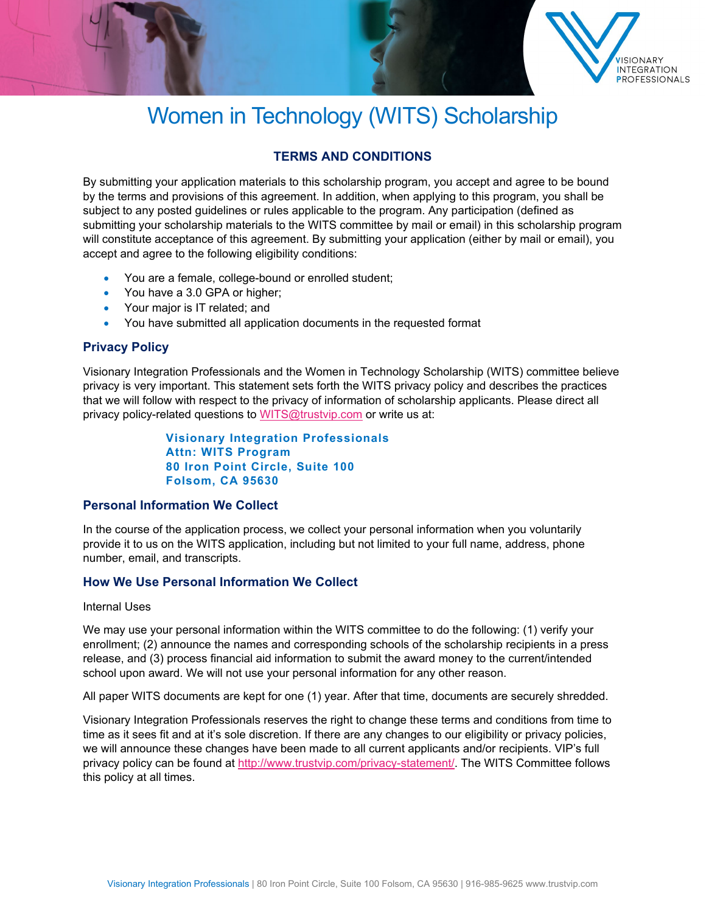# Women in Technology (WITS) Scholarship

## TERMS AND CONDITIONS

By submitting your application materials to this scholarship program, you accept and agree to be bound by the terms and provisions of this agreement. In addition, when applying to this program, you shall be subject to any posted guidelines or rules applicable to the program. Any participation (defined as submitting your scholarship materials to the WITS committee by mail or email) in this scholarship program will constitute acceptance of this agreement. By submitting your application (either by mail or email), you accept and agree to the following eligibility conditions:

- You are a female, college-bound or enrolled student;
- You have a 3.0 GPA or higher;
- Your major is IT related; and
- You have submitted all application documents in the requested format

### Privacy Policy

Visionary Integration Professionals and the Women in Technology Scholarship (WITS) committee believe privacy is very important. This statement sets forth the WITS privacy policy and describes the practices that we will follow with respect to the privacy of information of scholarship applicants. Please direct all privacy policy-related questions to WITS@trustvip.com or write us at:

**Visionary Integration Professionals**
**Attn: WITS Program**
**80 Iron Point Circle, Suite 100**
**Folsom, CA 95630**

### Personal Information We Collect

In the course of the application process, we collect your personal information when you voluntarily provide it to us on the WITS application, including but not limited to your full name, address, phone number, email, and transcripts.

### How We Use Personal Information We Collect

Internal Uses

We may use your personal information within the WITS committee to do the following: (1) verify your enrollment; (2) announce the names and corresponding schools of the scholarship recipients in a press release, and (3) process financial aid information to submit the award money to the current/intended school upon award. We will not use your personal information for any other reason.

All paper WITS documents are kept for one (1) year. After that time, documents are securely shredded.

Visionary Integration Professionals reserves the right to change these terms and conditions from time to time as it sees fit and at it's sole discretion. If there are any changes to our eligibility or privacy policies, we will announce these changes have been made to all current applicants and/or recipients. VIP's full privacy policy can be found at http://www.trustvip.com/privacy-statement/. The WITS Committee follows this policy at all times.